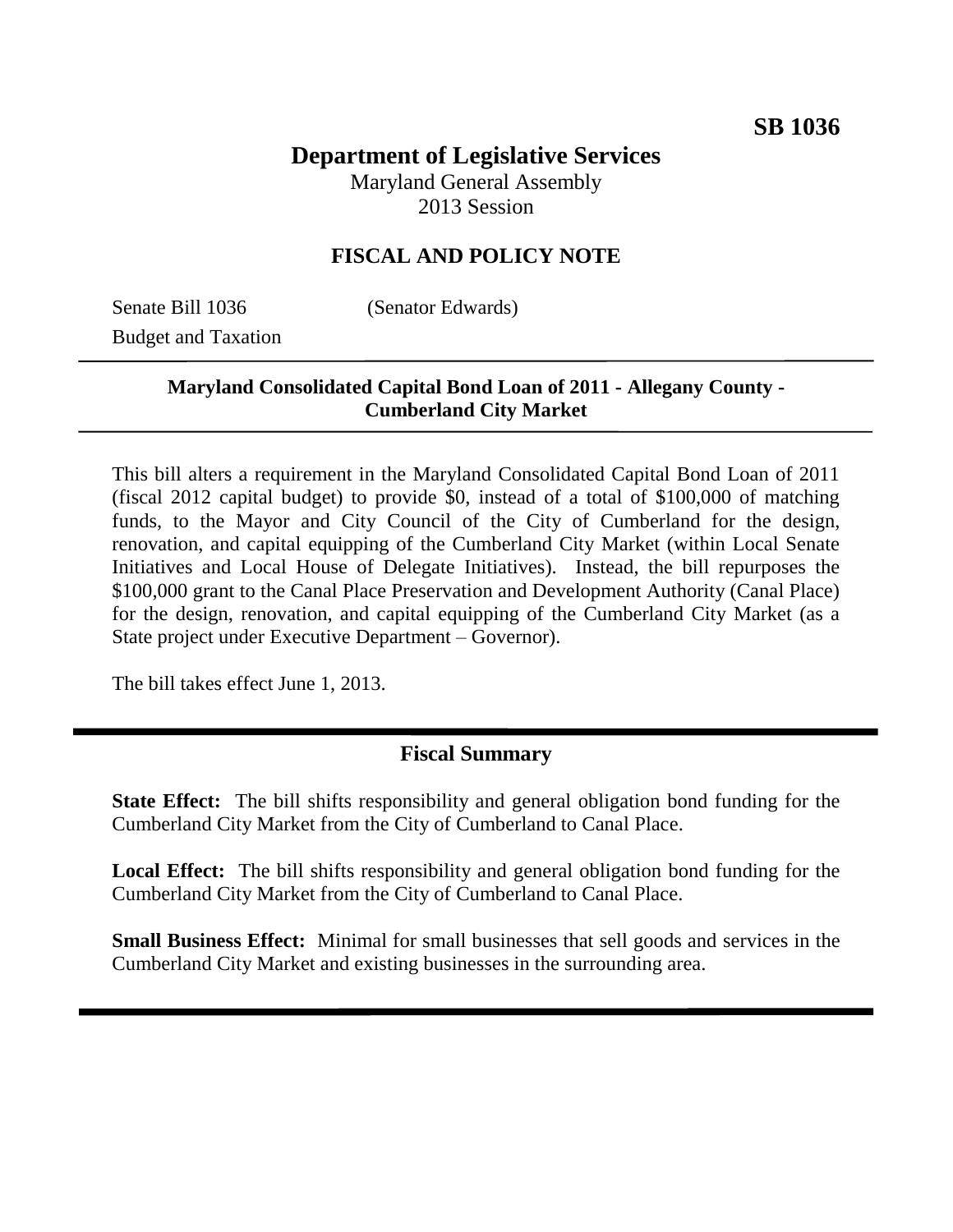**SB 1036**

# Department of Legislative Services

Maryland General Assembly
2013 Session

## FISCAL AND POLICY NOTE

Senate Bill 1036 (Senator Edwards)
Budget and Taxation

---

**Maryland Consolidated Capital Bond Loan of 2011 - Allegany County - Cumberland City Market**

---

This bill alters a requirement in the Maryland Consolidated Capital Bond Loan of 2011 (fiscal 2012 capital budget) to provide $0, instead of a total of $100,000 of matching funds, to the Mayor and City Council of the City of Cumberland for the design, renovation, and capital equipping of the Cumberland City Market (within Local Senate Initiatives and Local House of Delegate Initiatives). Instead, the bill repurposes the $100,000 grant to the Canal Place Preservation and Development Authority (Canal Place) for the design, renovation, and capital equipping of the Cumberland City Market (as a State project under Executive Department – Governor).

The bill takes effect June 1, 2013.

---

## Fiscal Summary

**State Effect:** The bill shifts responsibility and general obligation bond funding for the Cumberland City Market from the City of Cumberland to Canal Place.

**Local Effect:** The bill shifts responsibility and general obligation bond funding for the Cumberland City Market from the City of Cumberland to Canal Place.

**Small Business Effect:** Minimal for small businesses that sell goods and services in the Cumberland City Market and existing businesses in the surrounding area.

---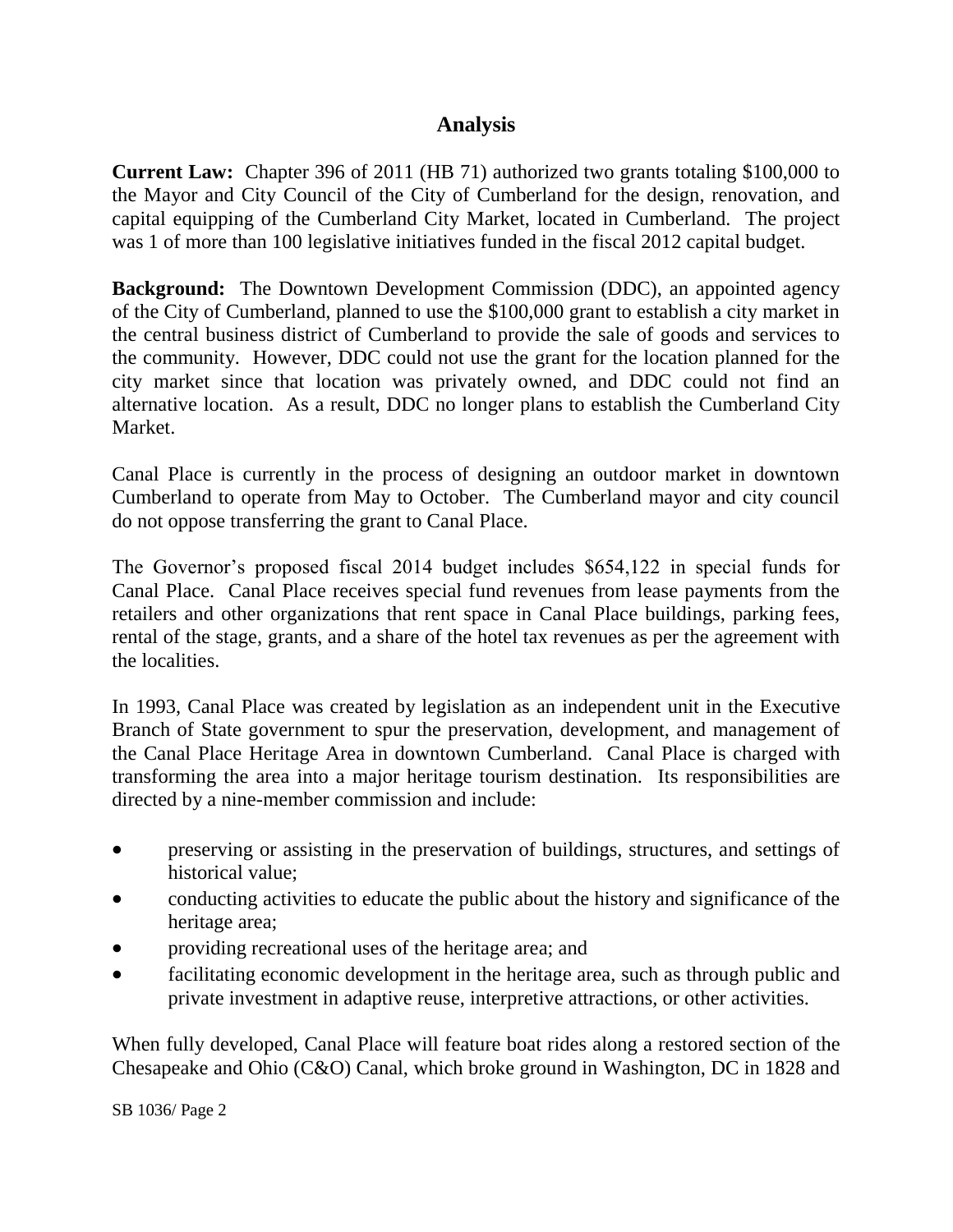## Analysis

**Current Law:** Chapter 396 of 2011 (HB 71) authorized two grants totaling $100,000 to the Mayor and City Council of the City of Cumberland for the design, renovation, and capital equipping of the Cumberland City Market, located in Cumberland. The project was 1 of more than 100 legislative initiatives funded in the fiscal 2012 capital budget.

**Background:** The Downtown Development Commission (DDC), an appointed agency of the City of Cumberland, planned to use the $100,000 grant to establish a city market in the central business district of Cumberland to provide the sale of goods and services to the community. However, DDC could not use the grant for the location planned for the city market since that location was privately owned, and DDC could not find an alternative location. As a result, DDC no longer plans to establish the Cumberland City Market.

Canal Place is currently in the process of designing an outdoor market in downtown Cumberland to operate from May to October. The Cumberland mayor and city council do not oppose transferring the grant to Canal Place.

The Governor's proposed fiscal 2014 budget includes $654,122 in special funds for Canal Place. Canal Place receives special fund revenues from lease payments from the retailers and other organizations that rent space in Canal Place buildings, parking fees, rental of the stage, grants, and a share of the hotel tax revenues as per the agreement with the localities.

In 1993, Canal Place was created by legislation as an independent unit in the Executive Branch of State government to spur the preservation, development, and management of the Canal Place Heritage Area in downtown Cumberland. Canal Place is charged with transforming the area into a major heritage tourism destination. Its responsibilities are directed by a nine-member commission and include:

- preserving or assisting in the preservation of buildings, structures, and settings of historical value;
- conducting activities to educate the public about the history and significance of the heritage area;
- providing recreational uses of the heritage area; and
- facilitating economic development in the heritage area, such as through public and private investment in adaptive reuse, interpretive attractions, or other activities.

When fully developed, Canal Place will feature boat rides along a restored section of the Chesapeake and Ohio (C&O) Canal, which broke ground in Washington, DC in 1828 and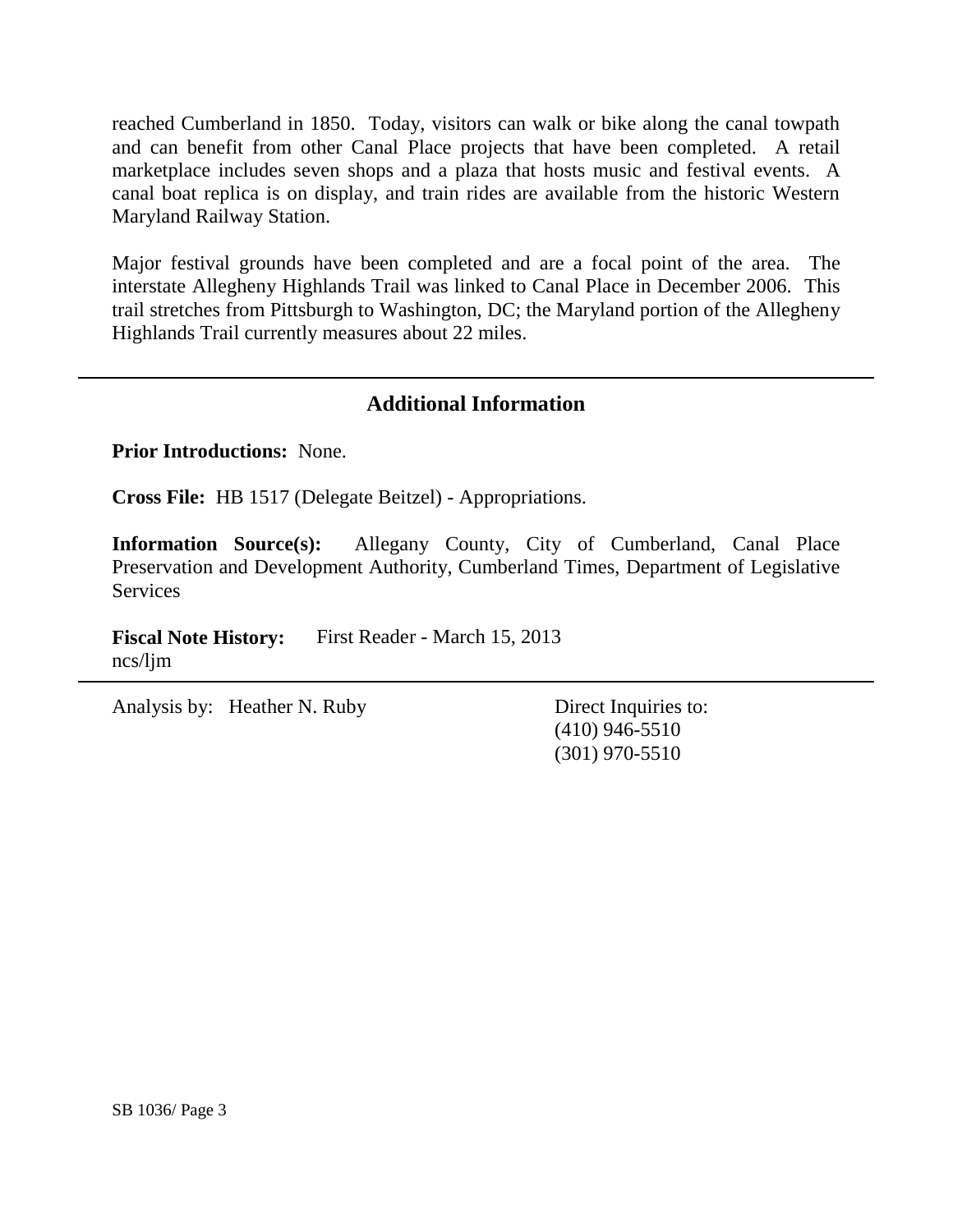reached Cumberland in 1850. Today, visitors can walk or bike along the canal towpath and can benefit from other Canal Place projects that have been completed. A retail marketplace includes seven shops and a plaza that hosts music and festival events. A canal boat replica is on display, and train rides are available from the historic Western Maryland Railway Station.

Major festival grounds have been completed and are a focal point of the area. The interstate Allegheny Highlands Trail was linked to Canal Place in December 2006. This trail stretches from Pittsburgh to Washington, DC; the Maryland portion of the Allegheny Highlands Trail currently measures about 22 miles.

## Additional Information

**Prior Introductions:** None.

**Cross File:** HB 1517 (Delegate Beitzel) - Appropriations.

**Information Source(s):** Allegany County, City of Cumberland, Canal Place Preservation and Development Authority, Cumberland Times, Department of Legislative Services

**Fiscal Note History:** First Reader - March 15, 2013
ncs/ljm

Analysis by: Heather N. Ruby

Direct Inquiries to:
(410) 946-5510
(301) 970-5510